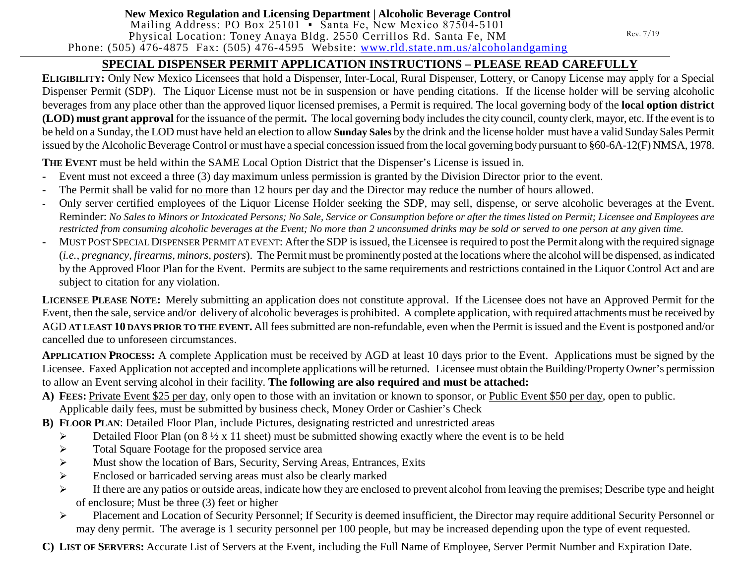**New Mexico Regulation and Licensing Department | Alcoholic Beverage Control**
Mailing Address: PO Box 25101 ▪ Santa Fe, New Mexico 87504-5101
Physical Location: Toney Anaya Bldg. 2550 Cerrillos Rd. Santa Fe, NM
Phone: (505) 476-4875 Fax: (505) 476-4595 Website: www.rld.state.nm.us/alcoholandgaming

Rev. 7/19

# SPECIAL DISPENSER PERMIT APPLICATION INSTRUCTIONS – PLEASE READ CAREFULLY

**ELIGIBILITY:** Only New Mexico Licensees that hold a Dispenser, Inter-Local, Rural Dispenser, Lottery, or Canopy License may apply for a Special Dispenser Permit (SDP). The Liquor License must not be in suspension or have pending citations. If the license holder will be serving alcoholic beverages from any place other than the approved liquor licensed premises, a Permit is required. The local governing body of the **local option district (LOD) must grant approval** for the issuance of the permit**.** The local governing body includes the city council, county clerk, mayor, etc. If the event is to be held on a Sunday, the LOD must have held an election to allow **Sunday Sales** by the drink and the license holder must have a valid Sunday Sales Permit issued by the Alcoholic Beverage Control or must have a special concession issued from the local governing body pursuant to §60-6A-12(F) NMSA, 1978.

**THE EVENT** must be held within the SAME Local Option District that the Dispenser's License is issued in.

- Event must not exceed a three (3) day maximum unless permission is granted by the Division Director prior to the event.
- The Permit shall be valid for no more than 12 hours per day and the Director may reduce the number of hours allowed.
- Only server certified employees of the Liquor License Holder seeking the SDP, may sell, dispense, or serve alcoholic beverages at the Event. Reminder: *No Sales to Minors or Intoxicated Persons; No Sale, Service or Consumption before or after the times listed on Permit; Licensee and Employees are restricted from consuming alcoholic beverages at the Event; No more than 2 unconsumed drinks may be sold or served to one person at any given time.*
- MUST POST SPECIAL DISPENSER PERMIT AT EVENT: After the SDP is issued, the Licensee is required to post the Permit along with the required signage (*i.e., pregnancy, firearms, minors, posters*). The Permit must be prominently posted at the locations where the alcohol will be dispensed, as indicated by the Approved Floor Plan for the Event. Permits are subject to the same requirements and restrictions contained in the Liquor Control Act and are subject to citation for any violation.

**LICENSEE PLEASE NOTE:** Merely submitting an application does not constitute approval. If the Licensee does not have an Approved Permit for the Event, then the sale, service and/or delivery of alcoholic beverages is prohibited. A complete application, with required attachments must be received by AGD **AT LEAST 10 DAYS PRIOR TO THE EVENT.** All fees submitted are non-refundable, even when the Permit is issued and the Event is postponed and/or cancelled due to unforeseen circumstances.

**APPLICATION PROCESS:** A complete Application must be received by AGD at least 10 days prior to the Event. Applications must be signed by the Licensee. Faxed Application not accepted and incomplete applications will be returned. Licensee must obtain the Building/Property Owner's permission to allow an Event serving alcohol in their facility. **The following are also required and must be attached:**

**A) FEES:** Private Event $25 per day, only open to those with an invitation or known to sponsor, or Public Event $50 per day, open to public. Applicable daily fees, must be submitted by business check, Money Order or Cashier's Check

**B) FLOOR PLAN**: Detailed Floor Plan, include Pictures, designating restricted and unrestricted areas

- Detailed Floor Plan (on 8 ½ x 11 sheet) must be submitted showing exactly where the event is to be held
- Total Square Footage for the proposed service area
- Must show the location of Bars, Security, Serving Areas, Entrances, Exits
- Enclosed or barricaded serving areas must also be clearly marked
- If there are any patios or outside areas, indicate how they are enclosed to prevent alcohol from leaving the premises; Describe type and height of enclosure; Must be three (3) feet or higher
- Placement and Location of Security Personnel; If Security is deemed insufficient, the Director may require additional Security Personnel or may deny permit. The average is 1 security personnel per 100 people, but may be increased depending upon the type of event requested.

**C) LIST OF SERVERS:** Accurate List of Servers at the Event, including the Full Name of Employee, Server Permit Number and Expiration Date.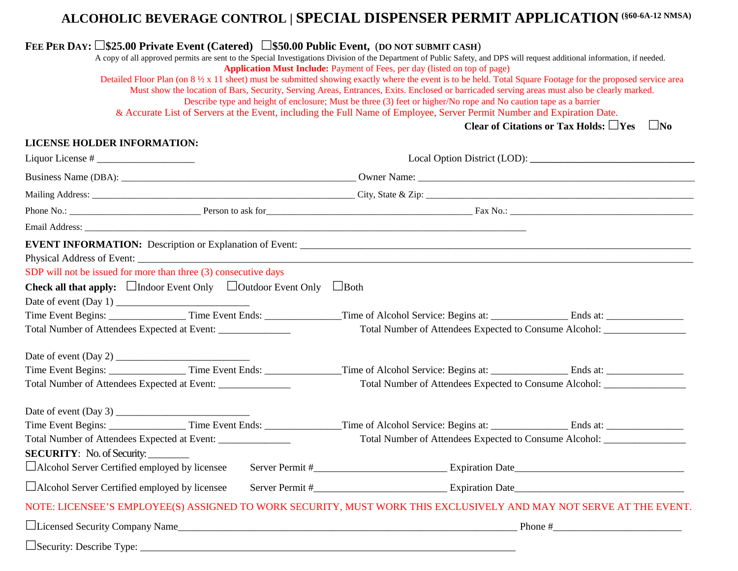# ALCOHOLIC BEVERAGE CONTROL | SPECIAL DISPENSER PERMIT APPLICATION (§60-6A-12 NMSA)

**FEE PER DAY:** ☐**$25.00 Private Event (Catered)** ☐**$50.00 Public Event,** (**DO NOT SUBMIT CASH**)

A copy of all approved permits are sent to the Special Investigations Division of the Department of Public Safety, and DPS will request additional information, if needed.

**Application Must Include:** Payment of Fees, per day (listed on top of page)

Detailed Floor Plan (on 8 ½ x 11 sheet) must be submitted showing exactly where the event is to be held. Total Square Footage for the proposed service area Must show the location of Bars, Security, Serving Areas, Entrances, Exits. Enclosed or barricaded serving areas must also be clearly marked.

Describe type and height of enclosure; Must be three (3) feet or higher/No rope and No caution tape as a barrier

& Accurate List of Servers at the Event, including the Full Name of Employee, Server Permit Number and Expiration Date.

**Clear of Citations or Tax Holds:** ☐**Yes** ☐**No**

**LICENSE HOLDER INFORMATION:**

Liquor License # ___________________ Local Option District (LOD): ________________________________

Business Name (DBA): ________________________________________________ Owner Name: ________________________________________________

Mailing Address: ________________________________________________ City, State & Zip: ________________________________________________

Phone No.: ___________________________ Person to ask for_____________________________________ Fax No.: _____________________________

Email Address: ________________________________________________________________________________

**EVENT INFORMATION:** Description or Explanation of Event: ________________________________________________________________________

Physical Address of Event: ________________________________________________________________________________

SDP will not be issued for more than three (3) consecutive days

**Check all that apply:** ☐Indoor Event Only ☐Outdoor Event Only ☐Both

Date of event (Day 1) ___________________________

Time Event Begins: _______________ Time Event Ends: _______________ Time of Alcohol Service: Begins at: _______________ Ends at: _______________

Total Number of Attendees Expected at Event: ______________ Total Number of Attendees Expected to Consume Alcohol: ________________

Date of event (Day 2) ___________________________

Time Event Begins: _______________ Time Event Ends: _______________ Time of Alcohol Service: Begins at: _______________ Ends at: _______________

Total Number of Attendees Expected at Event: ______________ Total Number of Attendees Expected to Consume Alcohol: ________________

Date of event (Day 3) ___________________________

Time Event Begins: _______________ Time Event Ends: _______________ Time of Alcohol Service: Begins at: _______________ Ends at: _______________

Total Number of Attendees Expected at Event: ______________ Total Number of Attendees Expected to Consume Alcohol: ________________

**SECURITY**: No. of Security: ________

☐Alcohol Server Certified employed by licensee Server Permit #__________________________ Expiration Date__________________________________

☐Alcohol Server Certified employed by licensee Server Permit #__________________________ Expiration Date__________________________________

NOTE: LICENSEE'S EMPLOYEE(S) ASSIGNED TO WORK SECURITY, MUST WORK THIS EXCLUSIVELY AND MAY NOT SERVE AT THE EVENT.

☐Licensed Security Company Name______________________________________________________________________ Phone #_________________________

☐Security: Describe Type: ____________________________________________________________________________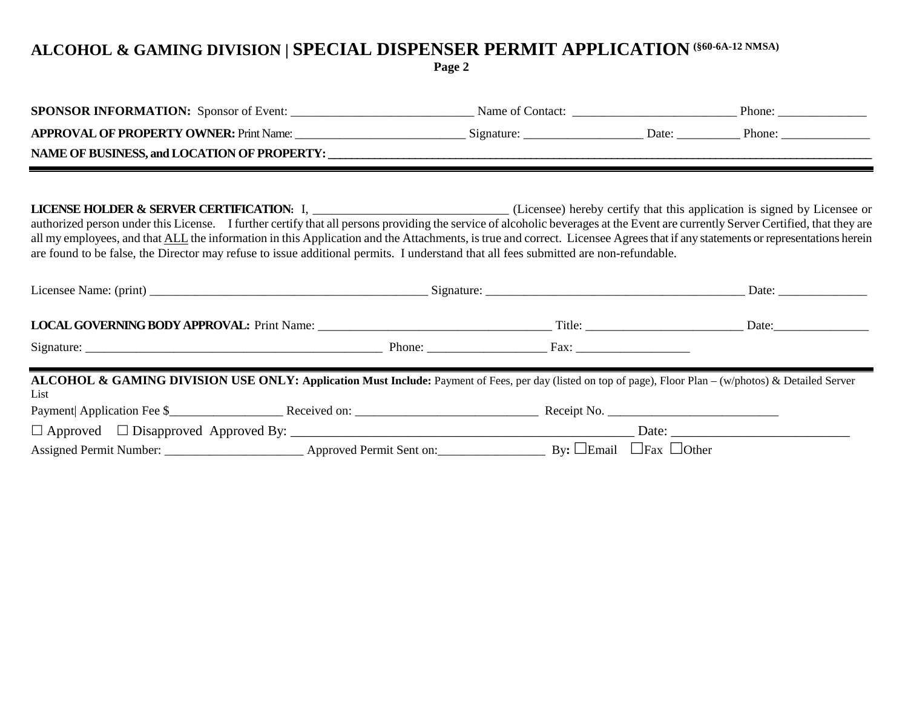# ALCOHOL & GAMING DIVISION | SPECIAL DISPENSER PERMIT APPLICATION (§60-6A-12 NMSA)

**Page 2**

**SPONSOR INFORMATION:** Sponsor of Event: _____________________________ Name of Contact: __________________________ Phone: ______________

**APPROVAL OF PROPERTY OWNER:** Print Name: ___________________________ Signature: ___________________ Date: __________ Phone: ______________

**NAME OF BUSINESS, and LOCATION OF PROPERTY: ____________________________________________________________________________________________**

---

**LICENSE HOLDER & SERVER CERTIFICATION:** I, _______________________________ (Licensee) hereby certify that this application is signed by Licensee or authorized person under this License. I further certify that all persons providing the service of alcoholic beverages at the Event are currently Server Certified, that they are all my employees, and that ALL the information in this Application and the Attachments, is true and correct. Licensee Agrees that if any statements or representations herein are found to be false, the Director may refuse to issue additional permits. I understand that all fees submitted are non-refundable.

Licensee Name: (print) _____________________________________________ Signature: __________________________________________ Date: ______________

**LOCAL GOVERNING BODY APPROVAL:** Print Name: ______________________________________ Title: _________________________ Date:_______________

Signature: ________________________________________________ Phone: ___________________ Fax: __________________

---

**ALCOHOL & GAMING DIVISION USE ONLY: Application Must Include:** Payment of Fees, per day (listed on top of page), Floor Plan – (w/photos) & Detailed Server List

Payment| Application Fee $__________________ Received on: _____________________________ Receipt No. ___________________________

☐ Approved ☐ Disapproved Approved By: ______________________________________________________ Date: ___________________________

Assigned Permit Number: ______________________ Approved Permit Sent on:_________________ By: ☐Email ☐Fax ☐Other